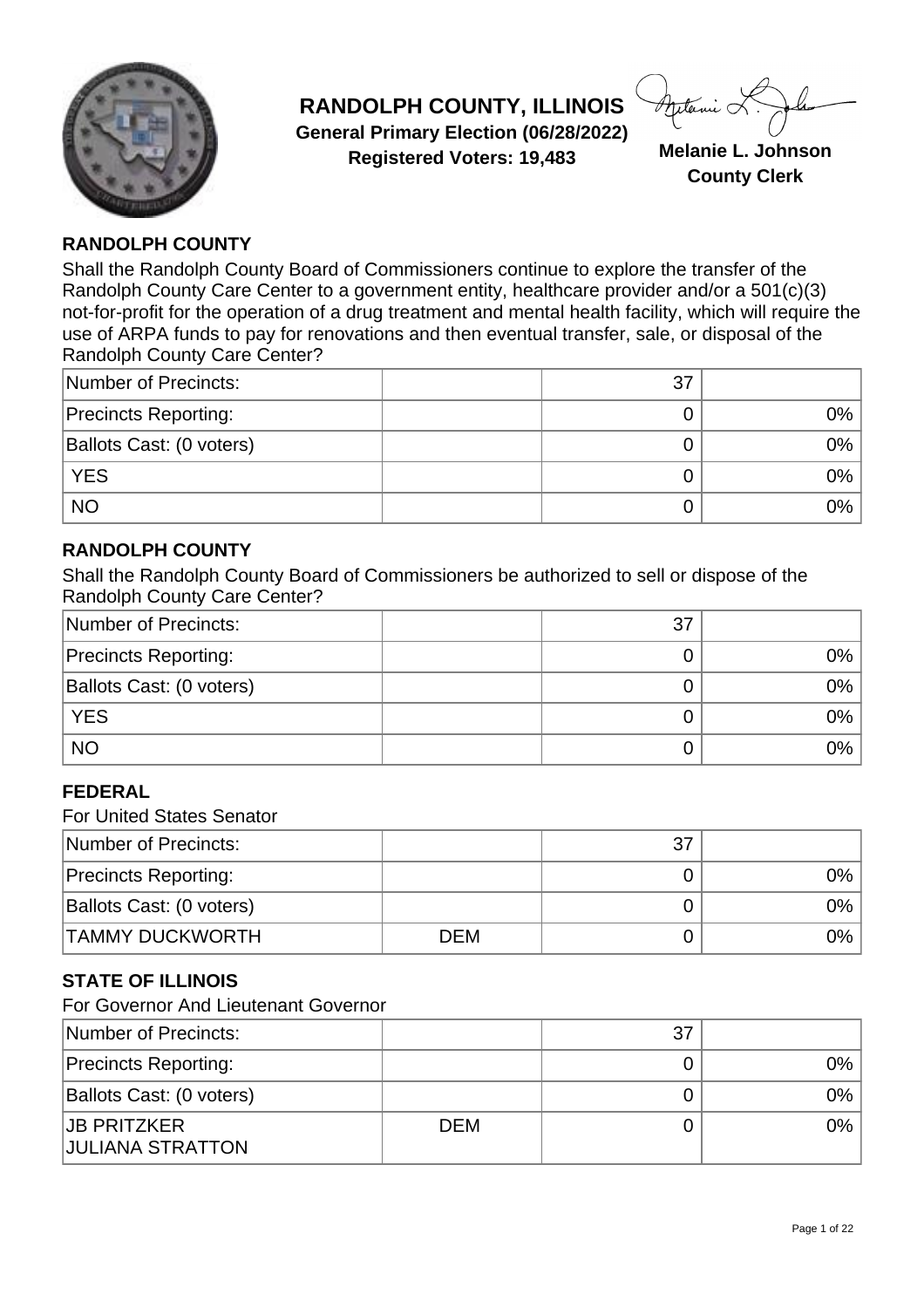# RANDOLPH COUNTY, ILLINOIS

**General Primary Election (06/28/2022)**

**Registered Voters: 19,483**

**Melanie L. Johnson**
**County Clerk**

### RANDOLPH COUNTY

Shall the Randolph County Board of Commissioners continue to explore the transfer of the Randolph County Care Center to a government entity, healthcare provider and/or a 501(c)(3) not-for-profit for the operation of a drug treatment and mental health facility, which will require the use of ARPA funds to pay for renovations and then eventual transfer, sale, or disposal of the Randolph County Care Center?

| Number of Precincts: | | 37 | |
|---|---|---|---|
| Precincts Reporting: | | 0 | 0% |
| Ballots Cast: (0 voters) | | 0 | 0% |
| YES | | 0 | 0% |
| NO | | 0 | 0% |

### RANDOLPH COUNTY

Shall the Randolph County Board of Commissioners be authorized to sell or dispose of the Randolph County Care Center?

| Number of Precincts: | | 37 | |
|---|---|---|---|
| Precincts Reporting: | | 0 | 0% |
| Ballots Cast: (0 voters) | | 0 | 0% |
| YES | | 0 | 0% |
| NO | | 0 | 0% |

### FEDERAL

For United States Senator

| Number of Precincts: | | 37 | |
|---|---|---|---|
| Precincts Reporting: | | 0 | 0% |
| Ballots Cast: (0 voters) | | 0 | 0% |
| TAMMY DUCKWORTH | DEM | 0 | 0% |

### STATE OF ILLINOIS

For Governor And Lieutenant Governor

| Number of Precincts: | | 37 | |
|---|---|---|---|
| Precincts Reporting: | | 0 | 0% |
| Ballots Cast: (0 voters) | | 0 | 0% |
| JB PRITZKER<br>JULIANA STRATTON | DEM | 0 | 0% |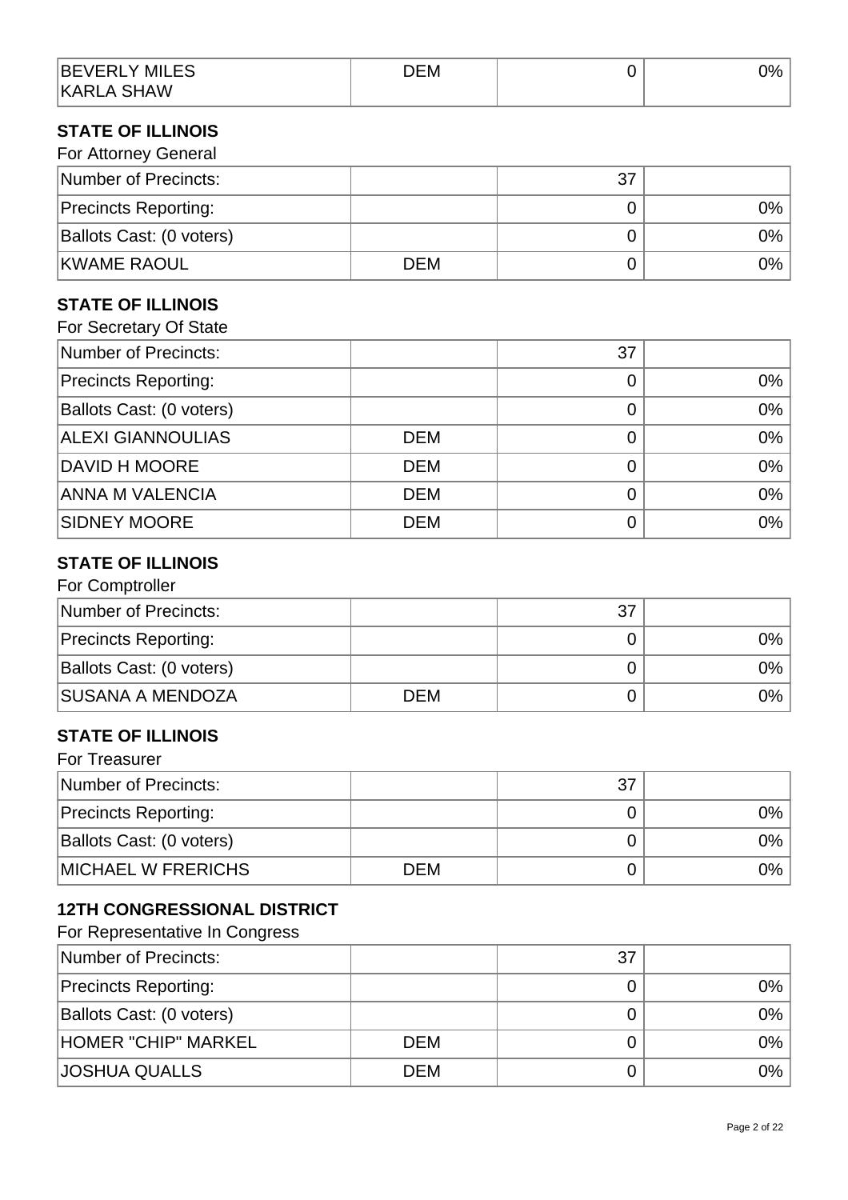| | | | |
|---|---|---|---|
| BEVERLY MILES<br>KARLA SHAW | DEM | 0 | 0% |

**STATE OF ILLINOIS**

For Attorney General

| | | | |
|---|---|---|---|
| Number of Precincts: | | 37 | |
| Precincts Reporting: | | 0 | 0% |
| Ballots Cast: (0 voters) | | 0 | 0% |
| KWAME RAOUL | DEM | 0 | 0% |

**STATE OF ILLINOIS**

For Secretary Of State

| | | | |
|---|---|---|---|
| Number of Precincts: | | 37 | |
| Precincts Reporting: | | 0 | 0% |
| Ballots Cast: (0 voters) | | 0 | 0% |
| ALEXI GIANNOULIAS | DEM | 0 | 0% |
| DAVID H MOORE | DEM | 0 | 0% |
| ANNA M VALENCIA | DEM | 0 | 0% |
| SIDNEY MOORE | DEM | 0 | 0% |

**STATE OF ILLINOIS**

For Comptroller

| | | | |
|---|---|---|---|
| Number of Precincts: | | 37 | |
| Precincts Reporting: | | 0 | 0% |
| Ballots Cast: (0 voters) | | 0 | 0% |
| SUSANA A MENDOZA | DEM | 0 | 0% |

**STATE OF ILLINOIS**

For Treasurer

| | | | |
|---|---|---|---|
| Number of Precincts: | | 37 | |
| Precincts Reporting: | | 0 | 0% |
| Ballots Cast: (0 voters) | | 0 | 0% |
| MICHAEL W FRERICHS | DEM | 0 | 0% |

**12TH CONGRESSIONAL DISTRICT**

For Representative In Congress

| | | | |
|---|---|---|---|
| Number of Precincts: | | 37 | |
| Precincts Reporting: | | 0 | 0% |
| Ballots Cast: (0 voters) | | 0 | 0% |
| HOMER "CHIP" MARKEL | DEM | 0 | 0% |
| JOSHUA QUALLS | DEM | 0 | 0% |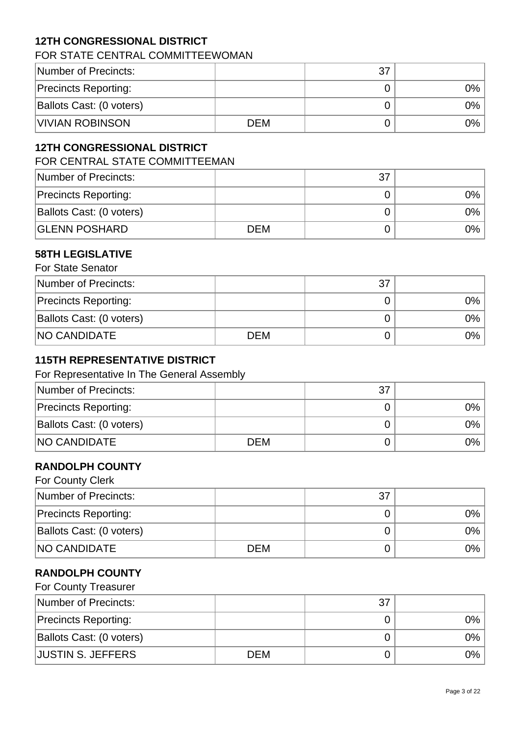## 12TH CONGRESSIONAL DISTRICT

FOR STATE CENTRAL COMMITTEEWOMAN

| | | | |
|---|---|---|---|
| Number of Precincts: | | 37 | |
| Precincts Reporting: | | 0 | 0% |
| Ballots Cast: (0 voters) | | 0 | 0% |
| VIVIAN ROBINSON | DEM | 0 | 0% |

## 12TH CONGRESSIONAL DISTRICT

FOR CENTRAL STATE COMMITTEEMAN

| | | | |
|---|---|---|---|
| Number of Precincts: | | 37 | |
| Precincts Reporting: | | 0 | 0% |
| Ballots Cast: (0 voters) | | 0 | 0% |
| GLENN POSHARD | DEM | 0 | 0% |

## 58TH LEGISLATIVE

For State Senator

| | | | |
|---|---|---|---|
| Number of Precincts: | | 37 | |
| Precincts Reporting: | | 0 | 0% |
| Ballots Cast: (0 voters) | | 0 | 0% |
| NO CANDIDATE | DEM | 0 | 0% |

## 115TH REPRESENTATIVE DISTRICT

For Representative In The General Assembly

| | | | |
|---|---|---|---|
| Number of Precincts: | | 37 | |
| Precincts Reporting: | | 0 | 0% |
| Ballots Cast: (0 voters) | | 0 | 0% |
| NO CANDIDATE | DEM | 0 | 0% |

## RANDOLPH COUNTY

For County Clerk

| | | | |
|---|---|---|---|
| Number of Precincts: | | 37 | |
| Precincts Reporting: | | 0 | 0% |
| Ballots Cast: (0 voters) | | 0 | 0% |
| NO CANDIDATE | DEM | 0 | 0% |

## RANDOLPH COUNTY

For County Treasurer

| | | | |
|---|---|---|---|
| Number of Precincts: | | 37 | |
| Precincts Reporting: | | 0 | 0% |
| Ballots Cast: (0 voters) | | 0 | 0% |
| JUSTIN S. JEFFERS | DEM | 0 | 0% |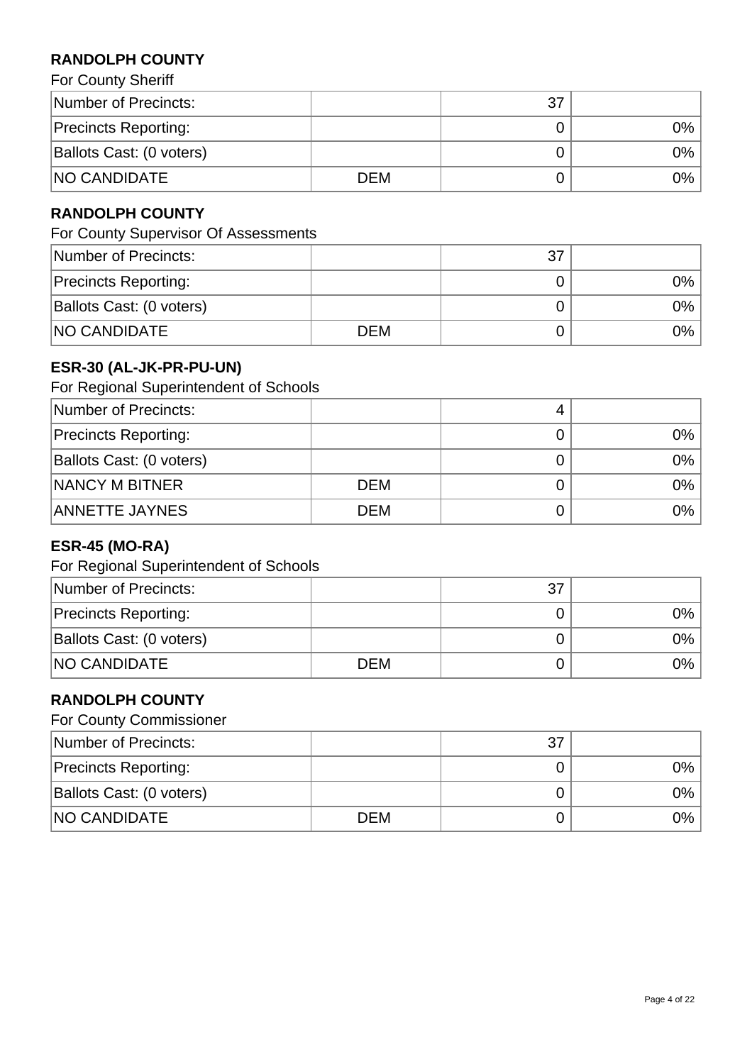**RANDOLPH COUNTY**

For County Sheriff

| | | | |
|---|---|---|---|
| Number of Precincts: | | 37 | |
| Precincts Reporting: | | 0 | 0% |
| Ballots Cast: (0 voters) | | 0 | 0% |
| NO CANDIDATE | DEM | 0 | 0% |

**RANDOLPH COUNTY**

For County Supervisor Of Assessments

| | | | |
|---|---|---|---|
| Number of Precincts: | | 37 | |
| Precincts Reporting: | | 0 | 0% |
| Ballots Cast: (0 voters) | | 0 | 0% |
| NO CANDIDATE | DEM | 0 | 0% |

**ESR-30 (AL-JK-PR-PU-UN)**

For Regional Superintendent of Schools

| | | | |
|---|---|---|---|
| Number of Precincts: | | 4 | |
| Precincts Reporting: | | 0 | 0% |
| Ballots Cast: (0 voters) | | 0 | 0% |
| NANCY M BITNER | DEM | 0 | 0% |
| ANNETTE JAYNES | DEM | 0 | 0% |

**ESR-45 (MO-RA)**

For Regional Superintendent of Schools

| | | | |
|---|---|---|---|
| Number of Precincts: | | 37 | |
| Precincts Reporting: | | 0 | 0% |
| Ballots Cast: (0 voters) | | 0 | 0% |
| NO CANDIDATE | DEM | 0 | 0% |

**RANDOLPH COUNTY**

For County Commissioner

| | | | |
|---|---|---|---|
| Number of Precincts: | | 37 | |
| Precincts Reporting: | | 0 | 0% |
| Ballots Cast: (0 voters) | | 0 | 0% |
| NO CANDIDATE | DEM | 0 | 0% |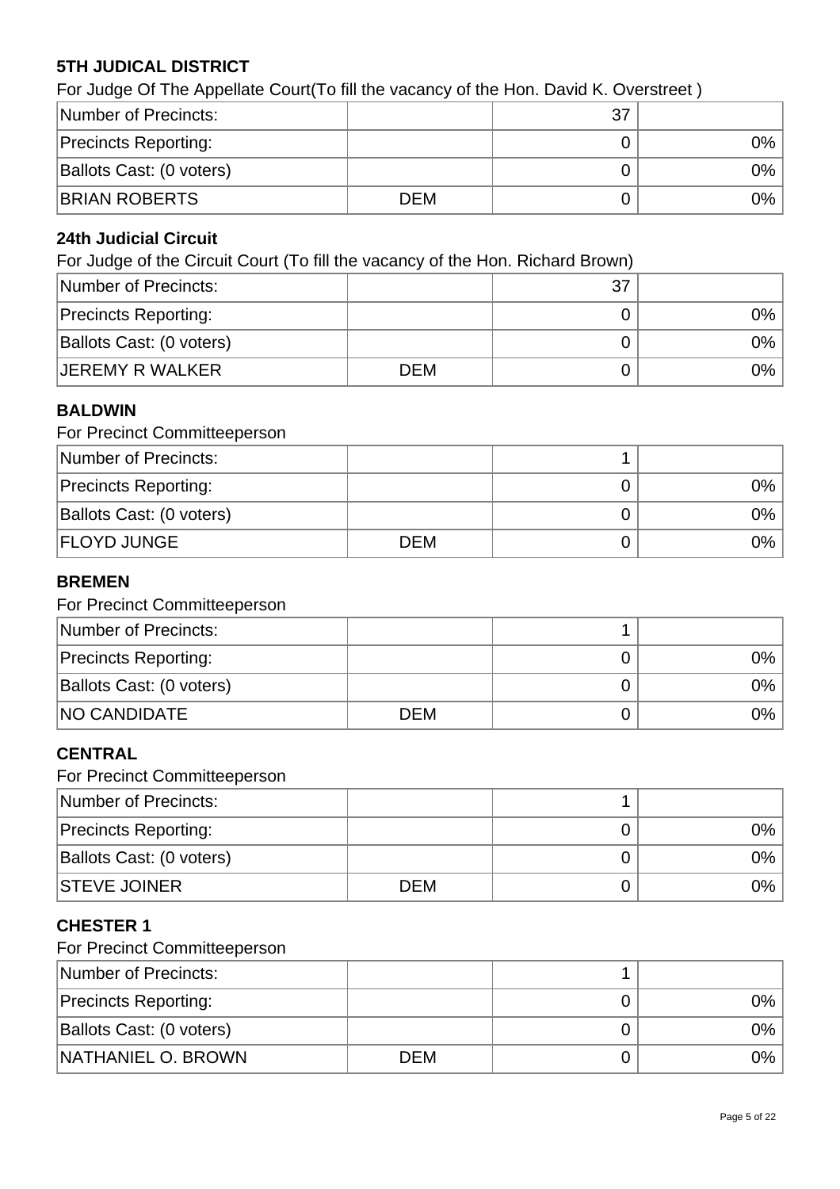### 5TH JUDICAL DISTRICT

For Judge Of The Appellate Court(To fill the vacancy of the Hon. David K. Overstreet )

| | | | |
|---|---|---|---|
| Number of Precincts: | | 37 | |
| Precincts Reporting: | | 0 | 0% |
| Ballots Cast: (0 voters) | | 0 | 0% |
| BRIAN ROBERTS | DEM | 0 | 0% |

### 24th Judicial Circuit

For Judge of the Circuit Court (To fill the vacancy of the Hon. Richard Brown)

| | | | |
|---|---|---|---|
| Number of Precincts: | | 37 | |
| Precincts Reporting: | | 0 | 0% |
| Ballots Cast: (0 voters) | | 0 | 0% |
| JEREMY R WALKER | DEM | 0 | 0% |

### BALDWIN

For Precinct Committeeperson

| | | | |
|---|---|---|---|
| Number of Precincts: | | 1 | |
| Precincts Reporting: | | 0 | 0% |
| Ballots Cast: (0 voters) | | 0 | 0% |
| FLOYD JUNGE | DEM | 0 | 0% |

### BREMEN

For Precinct Committeeperson

| | | | |
|---|---|---|---|
| Number of Precincts: | | 1 | |
| Precincts Reporting: | | 0 | 0% |
| Ballots Cast: (0 voters) | | 0 | 0% |
| NO CANDIDATE | DEM | 0 | 0% |

### CENTRAL

For Precinct Committeeperson

| | | | |
|---|---|---|---|
| Number of Precincts: | | 1 | |
| Precincts Reporting: | | 0 | 0% |
| Ballots Cast: (0 voters) | | 0 | 0% |
| STEVE JOINER | DEM | 0 | 0% |

### CHESTER 1

For Precinct Committeeperson

| | | | |
|---|---|---|---|
| Number of Precincts: | | 1 | |
| Precincts Reporting: | | 0 | 0% |
| Ballots Cast: (0 voters) | | 0 | 0% |
| NATHANIEL O. BROWN | DEM | 0 | 0% |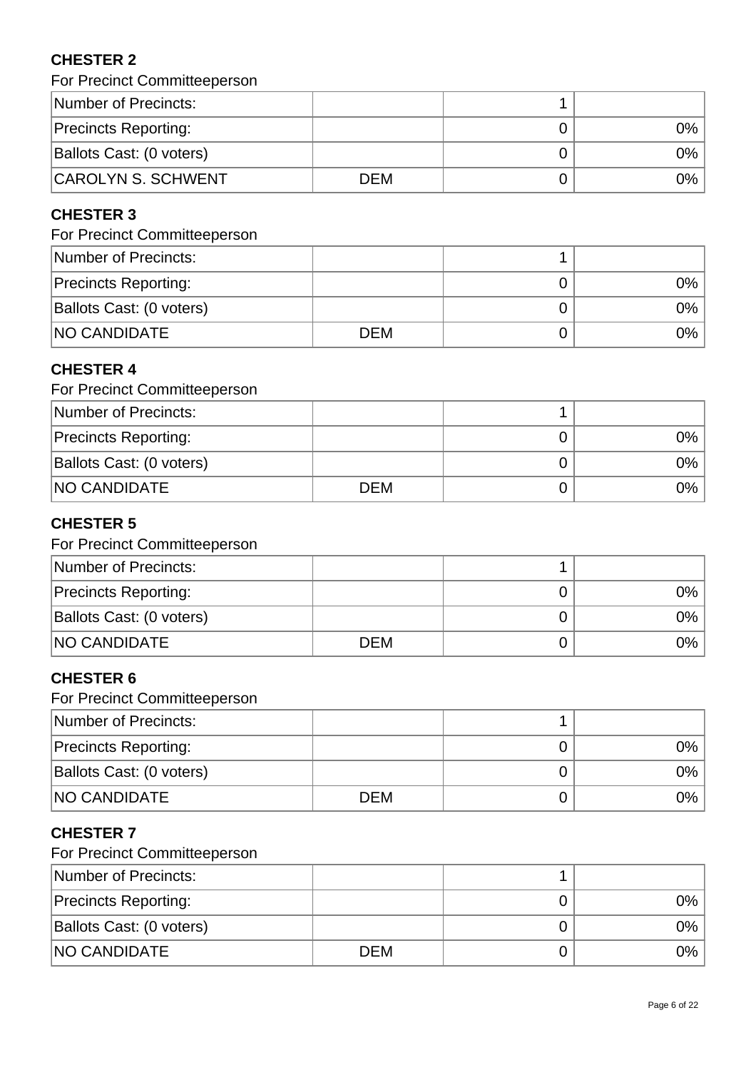### CHESTER 2

For Precinct Committeeperson

| | | | |
|---|---|---|---|
| Number of Precincts: | | 1 | |
| Precincts Reporting: | | 0 | 0% |
| Ballots Cast: (0 voters) | | 0 | 0% |
| CAROLYN S. SCHWENT | DEM | 0 | 0% |

### CHESTER 3

For Precinct Committeeperson

| | | | |
|---|---|---|---|
| Number of Precincts: | | 1 | |
| Precincts Reporting: | | 0 | 0% |
| Ballots Cast: (0 voters) | | 0 | 0% |
| NO CANDIDATE | DEM | 0 | 0% |

### CHESTER 4

For Precinct Committeeperson

| | | | |
|---|---|---|---|
| Number of Precincts: | | 1 | |
| Precincts Reporting: | | 0 | 0% |
| Ballots Cast: (0 voters) | | 0 | 0% |
| NO CANDIDATE | DEM | 0 | 0% |

### CHESTER 5

For Precinct Committeeperson

| | | | |
|---|---|---|---|
| Number of Precincts: | | 1 | |
| Precincts Reporting: | | 0 | 0% |
| Ballots Cast: (0 voters) | | 0 | 0% |
| NO CANDIDATE | DEM | 0 | 0% |

### CHESTER 6

For Precinct Committeeperson

| | | | |
|---|---|---|---|
| Number of Precincts: | | 1 | |
| Precincts Reporting: | | 0 | 0% |
| Ballots Cast: (0 voters) | | 0 | 0% |
| NO CANDIDATE | DEM | 0 | 0% |

### CHESTER 7

For Precinct Committeeperson

| | | | |
|---|---|---|---|
| Number of Precincts: | | 1 | |
| Precincts Reporting: | | 0 | 0% |
| Ballots Cast: (0 voters) | | 0 | 0% |
| NO CANDIDATE | DEM | 0 | 0% |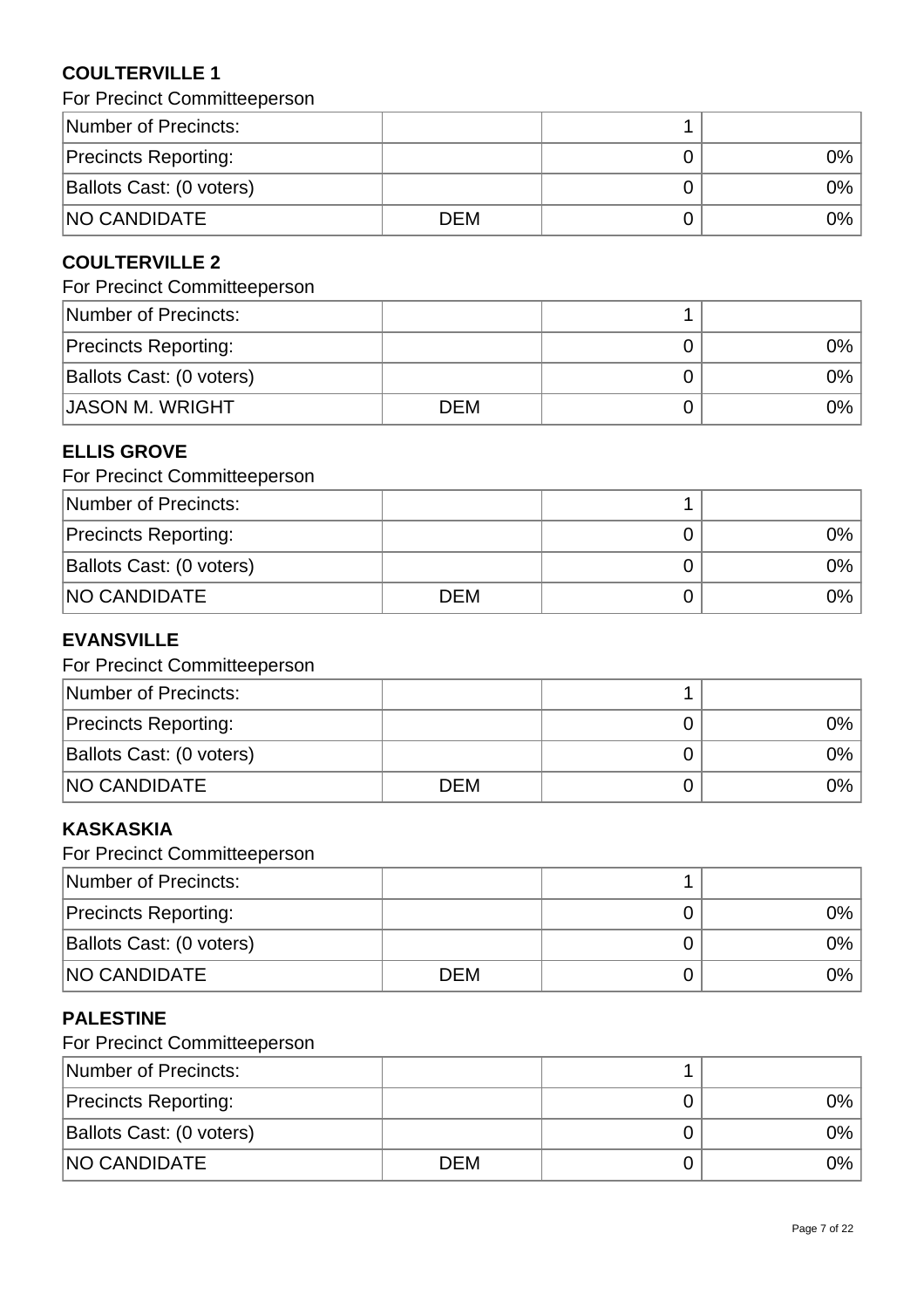### COULTERVILLE 1

For Precinct Committeeperson

| | | | |
|---|---|---|---|
| Number of Precincts: | | 1 | |
| Precincts Reporting: | | 0 | 0% |
| Ballots Cast: (0 voters) | | 0 | 0% |
| NO CANDIDATE | DEM | 0 | 0% |

### COULTERVILLE 2

For Precinct Committeeperson

| | | | |
|---|---|---|---|
| Number of Precincts: | | 1 | |
| Precincts Reporting: | | 0 | 0% |
| Ballots Cast: (0 voters) | | 0 | 0% |
| JASON M. WRIGHT | DEM | 0 | 0% |

### ELLIS GROVE

For Precinct Committeeperson

| | | | |
|---|---|---|---|
| Number of Precincts: | | 1 | |
| Precincts Reporting: | | 0 | 0% |
| Ballots Cast: (0 voters) | | 0 | 0% |
| NO CANDIDATE | DEM | 0 | 0% |

### EVANSVILLE

For Precinct Committeeperson

| | | | |
|---|---|---|---|
| Number of Precincts: | | 1 | |
| Precincts Reporting: | | 0 | 0% |
| Ballots Cast: (0 voters) | | 0 | 0% |
| NO CANDIDATE | DEM | 0 | 0% |

### KASKASKIA

For Precinct Committeeperson

| | | | |
|---|---|---|---|
| Number of Precincts: | | 1 | |
| Precincts Reporting: | | 0 | 0% |
| Ballots Cast: (0 voters) | | 0 | 0% |
| NO CANDIDATE | DEM | 0 | 0% |

### PALESTINE

For Precinct Committeeperson

| | | | |
|---|---|---|---|
| Number of Precincts: | | 1 | |
| Precincts Reporting: | | 0 | 0% |
| Ballots Cast: (0 voters) | | 0 | 0% |
| NO CANDIDATE | DEM | 0 | 0% |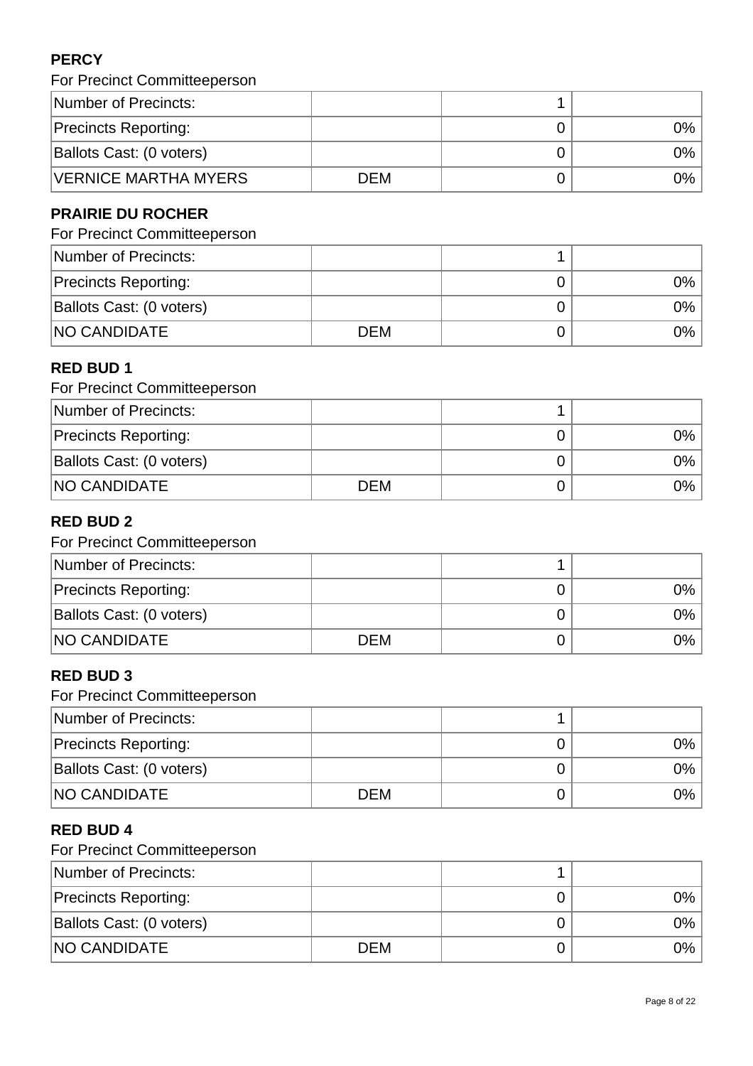**PERCY**

For Precinct Committeeperson

| | | | |
|---|---|---|---|
| Number of Precincts: | | 1 | |
| Precincts Reporting: | | 0 | 0% |
| Ballots Cast: (0 voters) | | 0 | 0% |
| VERNICE MARTHA MYERS | DEM | 0 | 0% |

**PRAIRIE DU ROCHER**

For Precinct Committeeperson

| | | | |
|---|---|---|---|
| Number of Precincts: | | 1 | |
| Precincts Reporting: | | 0 | 0% |
| Ballots Cast: (0 voters) | | 0 | 0% |
| NO CANDIDATE | DEM | 0 | 0% |

**RED BUD 1**

For Precinct Committeeperson

| | | | |
|---|---|---|---|
| Number of Precincts: | | 1 | |
| Precincts Reporting: | | 0 | 0% |
| Ballots Cast: (0 voters) | | 0 | 0% |
| NO CANDIDATE | DEM | 0 | 0% |

**RED BUD 2**

For Precinct Committeeperson

| | | | |
|---|---|---|---|
| Number of Precincts: | | 1 | |
| Precincts Reporting: | | 0 | 0% |
| Ballots Cast: (0 voters) | | 0 | 0% |
| NO CANDIDATE | DEM | 0 | 0% |

**RED BUD 3**

For Precinct Committeeperson

| | | | |
|---|---|---|---|
| Number of Precincts: | | 1 | |
| Precincts Reporting: | | 0 | 0% |
| Ballots Cast: (0 voters) | | 0 | 0% |
| NO CANDIDATE | DEM | 0 | 0% |

**RED BUD 4**

For Precinct Committeeperson

| | | | |
|---|---|---|---|
| Number of Precincts: | | 1 | |
| Precincts Reporting: | | 0 | 0% |
| Ballots Cast: (0 voters) | | 0 | 0% |
| NO CANDIDATE | DEM | 0 | 0% |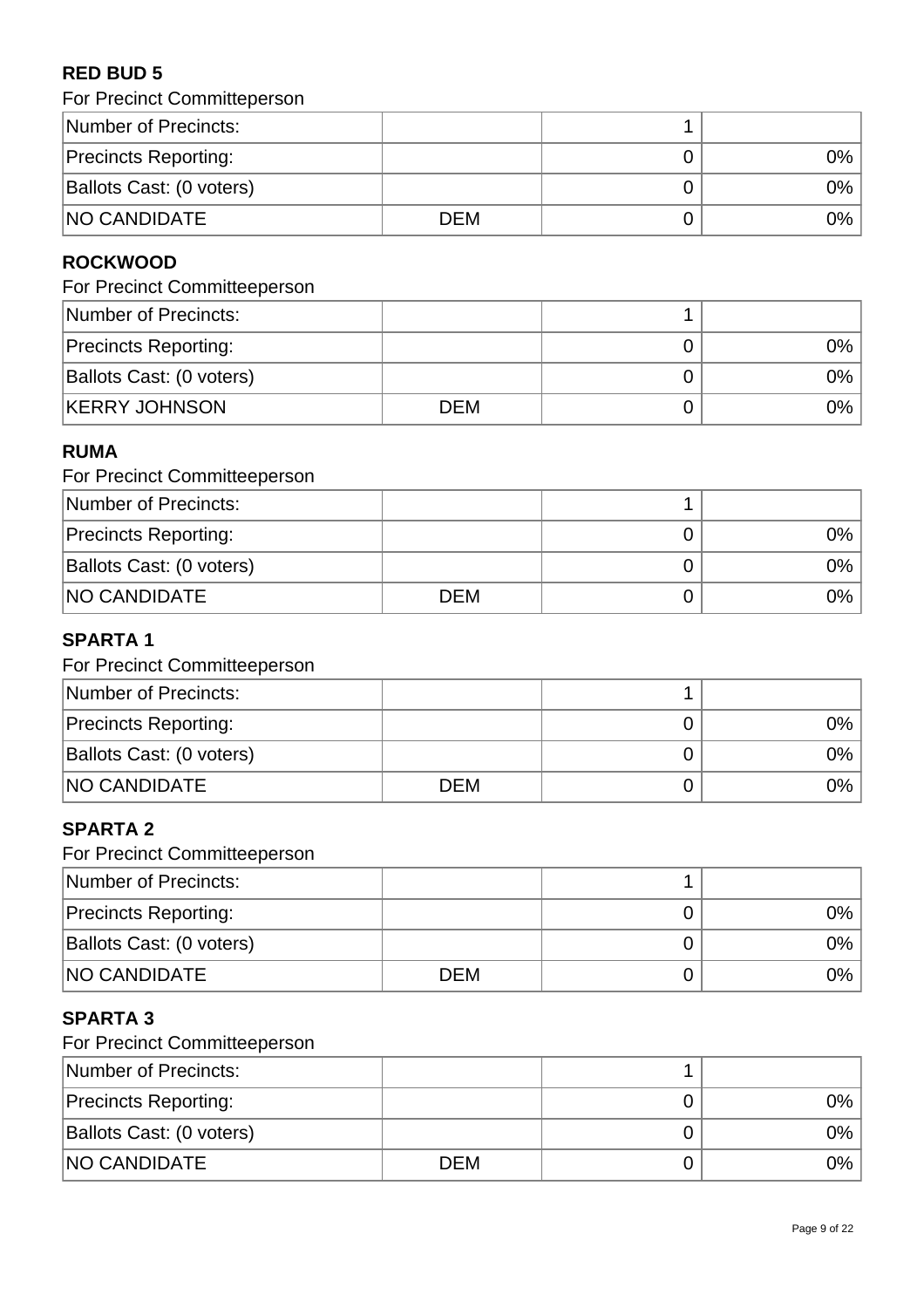**RED BUD 5**

For Precinct Committeperson

| | | | |
|---|---|---|---|
| Number of Precincts: | | 1 | |
| Precincts Reporting: | | 0 | 0% |
| Ballots Cast: (0 voters) | | 0 | 0% |
| NO CANDIDATE | DEM | 0 | 0% |

**ROCKWOOD**

For Precinct Committeeperson

| | | | |
|---|---|---|---|
| Number of Precincts: | | 1 | |
| Precincts Reporting: | | 0 | 0% |
| Ballots Cast: (0 voters) | | 0 | 0% |
| KERRY JOHNSON | DEM | 0 | 0% |

**RUMA**

For Precinct Committeeperson

| | | | |
|---|---|---|---|
| Number of Precincts: | | 1 | |
| Precincts Reporting: | | 0 | 0% |
| Ballots Cast: (0 voters) | | 0 | 0% |
| NO CANDIDATE | DEM | 0 | 0% |

**SPARTA 1**

For Precinct Committeeperson

| | | | |
|---|---|---|---|
| Number of Precincts: | | 1 | |
| Precincts Reporting: | | 0 | 0% |
| Ballots Cast: (0 voters) | | 0 | 0% |
| NO CANDIDATE | DEM | 0 | 0% |

**SPARTA 2**

For Precinct Committeeperson

| | | | |
|---|---|---|---|
| Number of Precincts: | | 1 | |
| Precincts Reporting: | | 0 | 0% |
| Ballots Cast: (0 voters) | | 0 | 0% |
| NO CANDIDATE | DEM | 0 | 0% |

**SPARTA 3**

For Precinct Committeeperson

| | | | |
|---|---|---|---|
| Number of Precincts: | | 1 | |
| Precincts Reporting: | | 0 | 0% |
| Ballots Cast: (0 voters) | | 0 | 0% |
| NO CANDIDATE | DEM | 0 | 0% |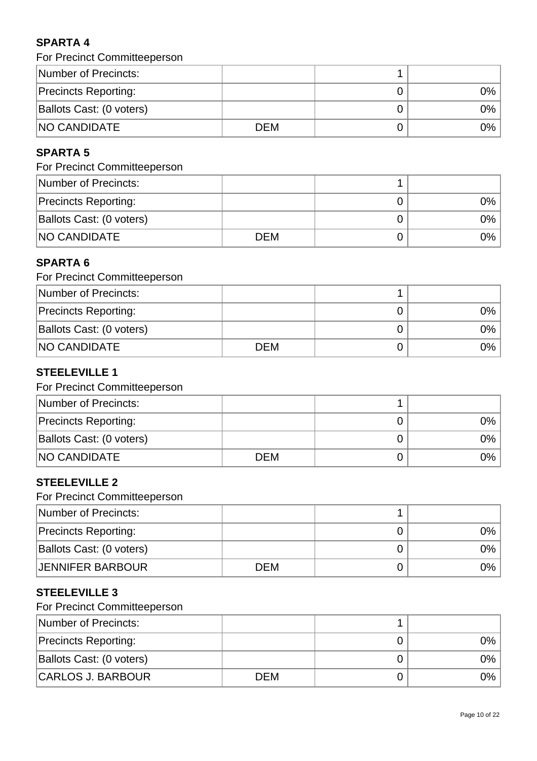### SPARTA 4

For Precinct Committeeperson

| Number of Precincts: | | 1 | |
|---|---|---|---|
| Precincts Reporting: | | 0 | 0% |
| Ballots Cast: (0 voters) | | 0 | 0% |
| NO CANDIDATE | DEM | 0 | 0% |

### SPARTA 5

For Precinct Committeeperson

| Number of Precincts: | | 1 | |
|---|---|---|---|
| Precincts Reporting: | | 0 | 0% |
| Ballots Cast: (0 voters) | | 0 | 0% |
| NO CANDIDATE | DEM | 0 | 0% |

### SPARTA 6

For Precinct Committeeperson

| Number of Precincts: | | 1 | |
|---|---|---|---|
| Precincts Reporting: | | 0 | 0% |
| Ballots Cast: (0 voters) | | 0 | 0% |
| NO CANDIDATE | DEM | 0 | 0% |

### STEELEVILLE 1

For Precinct Committeeperson

| Number of Precincts: | | 1 | |
|---|---|---|---|
| Precincts Reporting: | | 0 | 0% |
| Ballots Cast: (0 voters) | | 0 | 0% |
| NO CANDIDATE | DEM | 0 | 0% |

### STEELEVILLE 2

For Precinct Committeeperson

| Number of Precincts: | | 1 | |
|---|---|---|---|
| Precincts Reporting: | | 0 | 0% |
| Ballots Cast: (0 voters) | | 0 | 0% |
| JENNIFER BARBOUR | DEM | 0 | 0% |

### STEELEVILLE 3

For Precinct Committeeperson

| Number of Precincts: | | 1 | |
|---|---|---|---|
| Precincts Reporting: | | 0 | 0% |
| Ballots Cast: (0 voters) | | 0 | 0% |
| CARLOS J. BARBOUR | DEM | 0 | 0% |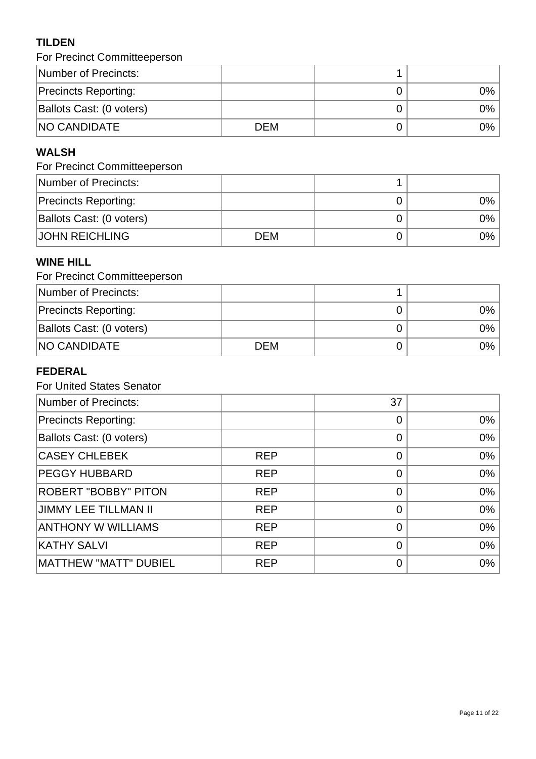### TILDEN

For Precinct Committeeperson

| Number of Precincts: | | 1 | |
|---|---|---|---|
| Precincts Reporting: | | 0 | 0% |
| Ballots Cast: (0 voters) | | 0 | 0% |
| NO CANDIDATE | DEM | 0 | 0% |

### WALSH

For Precinct Committeeperson

| Number of Precincts: | | 1 | |
|---|---|---|---|
| Precincts Reporting: | | 0 | 0% |
| Ballots Cast: (0 voters) | | 0 | 0% |
| JOHN REICHLING | DEM | 0 | 0% |

### WINE HILL

For Precinct Committeeperson

| Number of Precincts: | | 1 | |
|---|---|---|---|
| Precincts Reporting: | | 0 | 0% |
| Ballots Cast: (0 voters) | | 0 | 0% |
| NO CANDIDATE | DEM | 0 | 0% |

### FEDERAL

For United States Senator

| Number of Precincts: | | 37 | |
|---|---|---|---|
| Precincts Reporting: | | 0 | 0% |
| Ballots Cast: (0 voters) | | 0 | 0% |
| CASEY CHLEBEK | REP | 0 | 0% |
| PEGGY HUBBARD | REP | 0 | 0% |
| ROBERT "BOBBY" PITON | REP | 0 | 0% |
| JIMMY LEE TILLMAN II | REP | 0 | 0% |
| ANTHONY W WILLIAMS | REP | 0 | 0% |
| KATHY SALVI | REP | 0 | 0% |
| MATTHEW "MATT" DUBIEL | REP | 0 | 0% |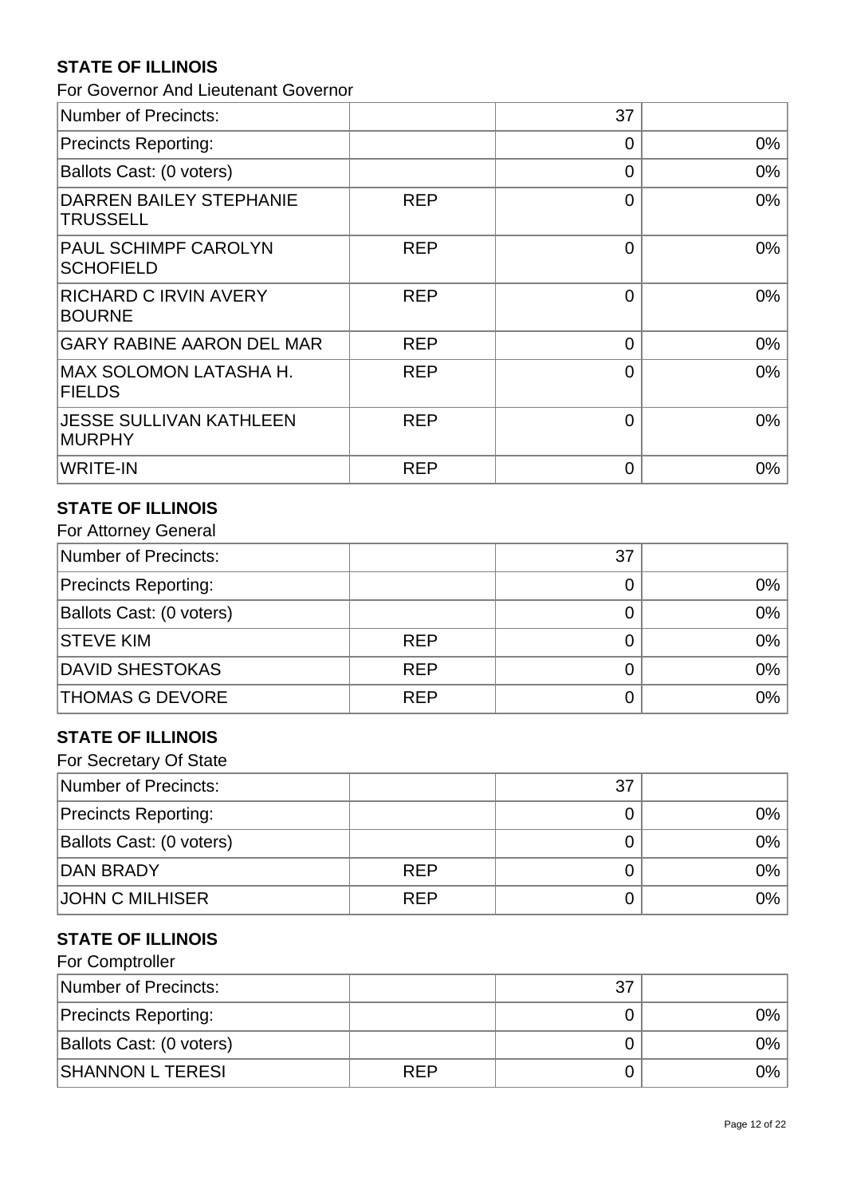**STATE OF ILLINOIS**

For Governor And Lieutenant Governor

| | | | |
|---|---|---|---|
| Number of Precincts: | | 37 | |
| Precincts Reporting: | | 0 | 0% |
| Ballots Cast: (0 voters) | | 0 | 0% |
| DARREN BAILEY STEPHANIE TRUSSELL | REP | 0 | 0% |
| PAUL SCHIMPF CAROLYN SCHOFIELD | REP | 0 | 0% |
| RICHARD C IRVIN AVERY BOURNE | REP | 0 | 0% |
| GARY RABINE AARON DEL MAR | REP | 0 | 0% |
| MAX SOLOMON LATASHA H. FIELDS | REP | 0 | 0% |
| JESSE SULLIVAN KATHLEEN MURPHY | REP | 0 | 0% |
| WRITE-IN | REP | 0 | 0% |

**STATE OF ILLINOIS**

For Attorney General

| | | | |
|---|---|---|---|
| Number of Precincts: | | 37 | |
| Precincts Reporting: | | 0 | 0% |
| Ballots Cast: (0 voters) | | 0 | 0% |
| STEVE KIM | REP | 0 | 0% |
| DAVID SHESTOKAS | REP | 0 | 0% |
| THOMAS G DEVORE | REP | 0 | 0% |

**STATE OF ILLINOIS**

For Secretary Of State

| | | | |
|---|---|---|---|
| Number of Precincts: | | 37 | |
| Precincts Reporting: | | 0 | 0% |
| Ballots Cast: (0 voters) | | 0 | 0% |
| DAN BRADY | REP | 0 | 0% |
| JOHN C MILHISER | REP | 0 | 0% |

**STATE OF ILLINOIS**

For Comptroller

| | | | |
|---|---|---|---|
| Number of Precincts: | | 37 | |
| Precincts Reporting: | | 0 | 0% |
| Ballots Cast: (0 voters) | | 0 | 0% |
| SHANNON L TERESI | REP | 0 | 0% |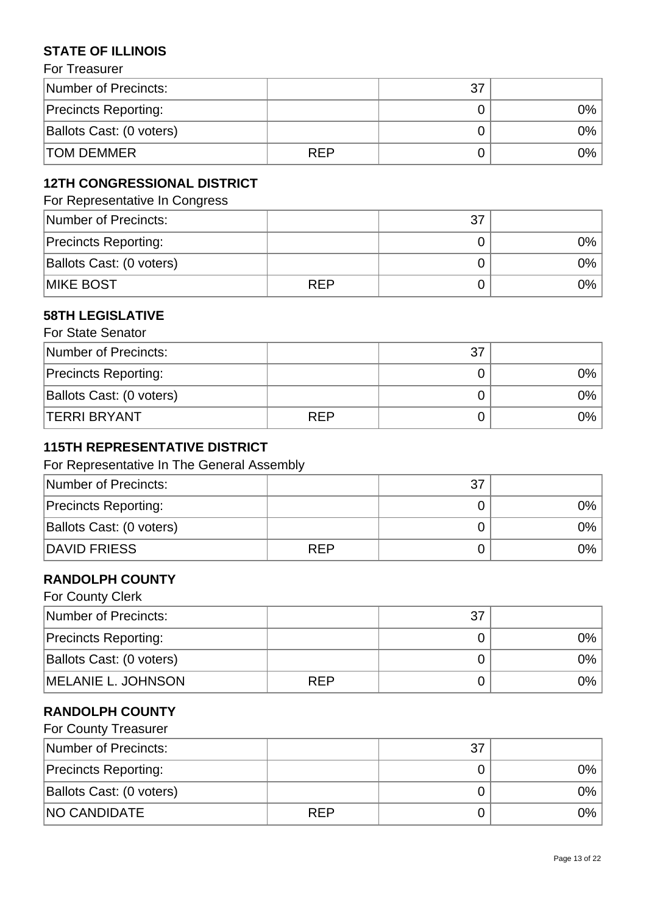### STATE OF ILLINOIS

For Treasurer

| | | | |
|---|---|---|---|
| Number of Precincts: | | 37 | |
| Precincts Reporting: | | 0 | 0% |
| Ballots Cast: (0 voters) | | 0 | 0% |
| TOM DEMMER | REP | 0 | 0% |

### 12TH CONGRESSIONAL DISTRICT

For Representative In Congress

| | | | |
|---|---|---|---|
| Number of Precincts: | | 37 | |
| Precincts Reporting: | | 0 | 0% |
| Ballots Cast: (0 voters) | | 0 | 0% |
| MIKE BOST | REP | 0 | 0% |

### 58TH LEGISLATIVE

For State Senator

| | | | |
|---|---|---|---|
| Number of Precincts: | | 37 | |
| Precincts Reporting: | | 0 | 0% |
| Ballots Cast: (0 voters) | | 0 | 0% |
| TERRI BRYANT | REP | 0 | 0% |

### 115TH REPRESENTATIVE DISTRICT

For Representative In The General Assembly

| | | | |
|---|---|---|---|
| Number of Precincts: | | 37 | |
| Precincts Reporting: | | 0 | 0% |
| Ballots Cast: (0 voters) | | 0 | 0% |
| DAVID FRIESS | REP | 0 | 0% |

### RANDOLPH COUNTY

For County Clerk

| | | | |
|---|---|---|---|
| Number of Precincts: | | 37 | |
| Precincts Reporting: | | 0 | 0% |
| Ballots Cast: (0 voters) | | 0 | 0% |
| MELANIE L. JOHNSON | REP | 0 | 0% |

### RANDOLPH COUNTY

For County Treasurer

| | | | |
|---|---|---|---|
| Number of Precincts: | | 37 | |
| Precincts Reporting: | | 0 | 0% |
| Ballots Cast: (0 voters) | | 0 | 0% |
| NO CANDIDATE | REP | 0 | 0% |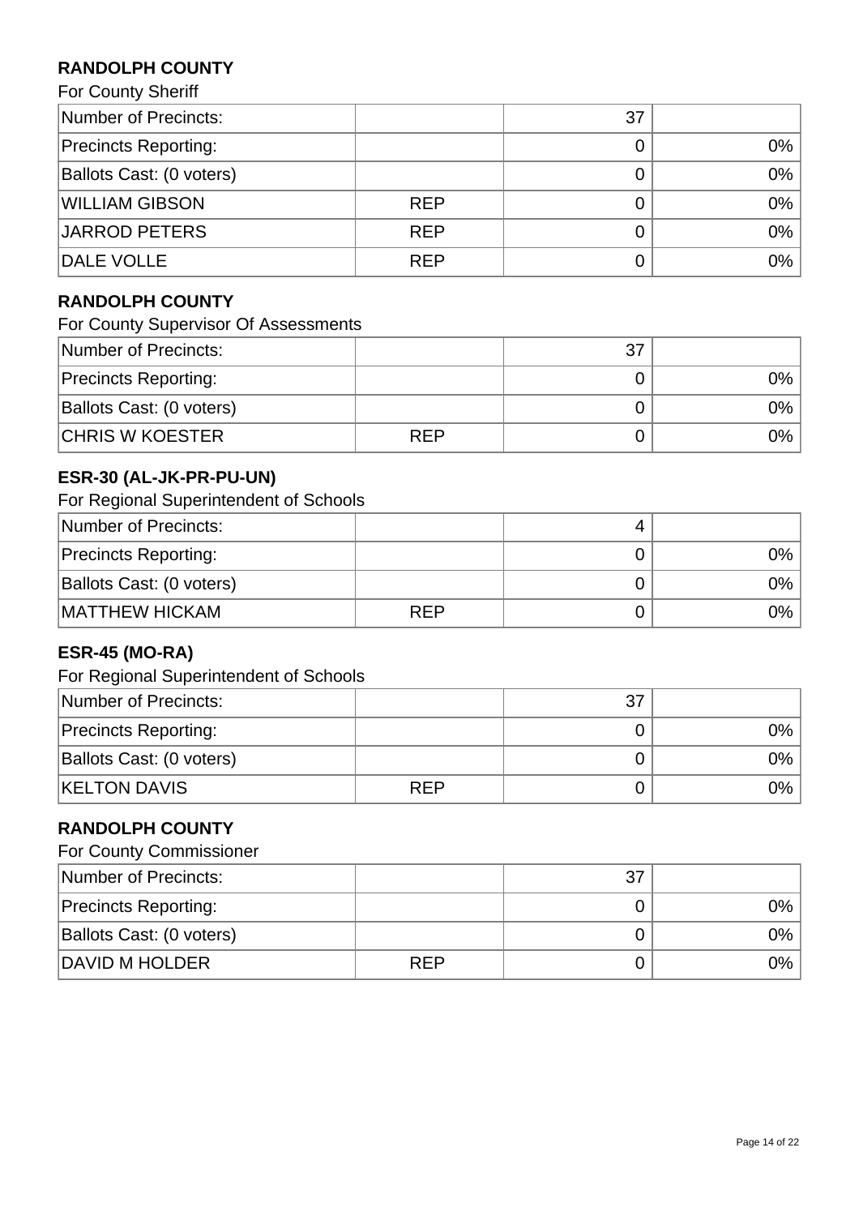**RANDOLPH COUNTY**

For County Sheriff

| Number of Precincts: | | 37 | |
|---|---|---|---|
| Precincts Reporting: | | 0 | 0% |
| Ballots Cast: (0 voters) | | 0 | 0% |
| WILLIAM GIBSON | REP | 0 | 0% |
| JARROD PETERS | REP | 0 | 0% |
| DALE VOLLE | REP | 0 | 0% |

**RANDOLPH COUNTY**

For County Supervisor Of Assessments

| Number of Precincts: | | 37 | |
|---|---|---|---|
| Precincts Reporting: | | 0 | 0% |
| Ballots Cast: (0 voters) | | 0 | 0% |
| CHRIS W KOESTER | REP | 0 | 0% |

**ESR-30 (AL-JK-PR-PU-UN)**

For Regional Superintendent of Schools

| Number of Precincts: | | 4 | |
|---|---|---|---|
| Precincts Reporting: | | 0 | 0% |
| Ballots Cast: (0 voters) | | 0 | 0% |
| MATTHEW HICKAM | REP | 0 | 0% |

**ESR-45 (MO-RA)**

For Regional Superintendent of Schools

| Number of Precincts: | | 37 | |
|---|---|---|---|
| Precincts Reporting: | | 0 | 0% |
| Ballots Cast: (0 voters) | | 0 | 0% |
| KELTON DAVIS | REP | 0 | 0% |

**RANDOLPH COUNTY**

For County Commissioner

| Number of Precincts: | | 37 | |
|---|---|---|---|
| Precincts Reporting: | | 0 | 0% |
| Ballots Cast: (0 voters) | | 0 | 0% |
| DAVID M HOLDER | REP | 0 | 0% |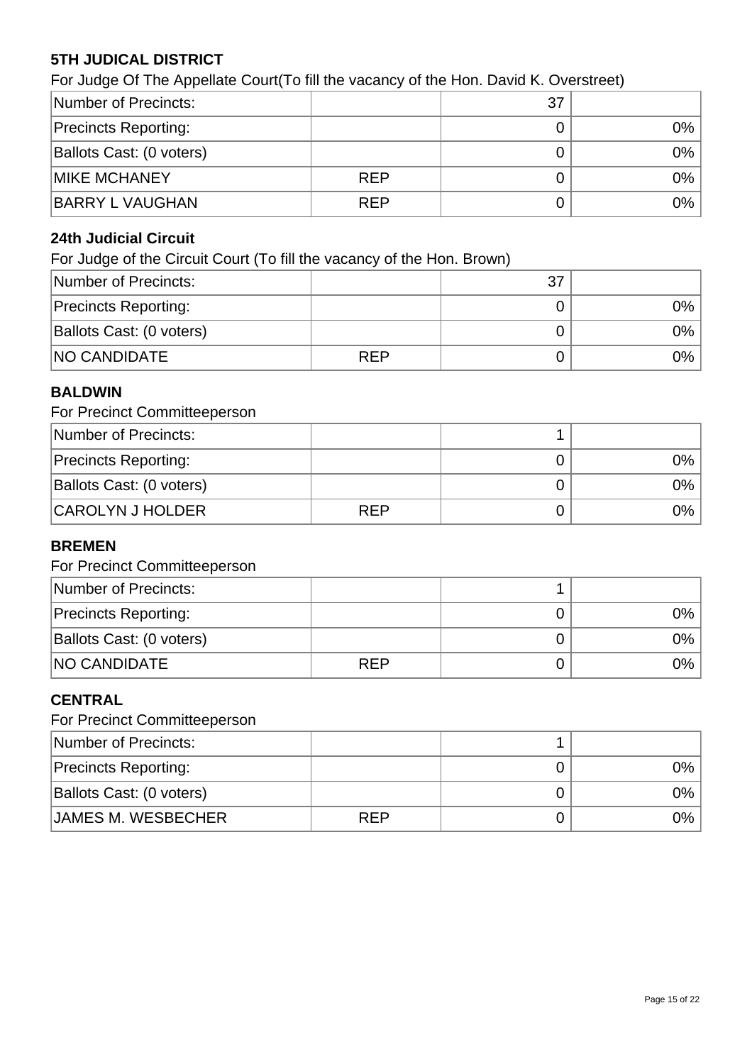**5TH JUDICAL DISTRICT**

For Judge Of The Appellate Court(To fill the vacancy of the Hon. David K. Overstreet)

| Number of Precincts: | | 37 | |
|---|---|---|---|
| Precincts Reporting: | | 0 | 0% |
| Ballots Cast: (0 voters) | | 0 | 0% |
| MIKE MCHANEY | REP | 0 | 0% |
| BARRY L VAUGHAN | REP | 0 | 0% |

**24th Judicial Circuit**

For Judge of the Circuit Court (To fill the vacancy of the Hon. Brown)

| Number of Precincts: | | 37 | |
|---|---|---|---|
| Precincts Reporting: | | 0 | 0% |
| Ballots Cast: (0 voters) | | 0 | 0% |
| NO CANDIDATE | REP | 0 | 0% |

**BALDWIN**

For Precinct Committeeperson

| Number of Precincts: | | 1 | |
|---|---|---|---|
| Precincts Reporting: | | 0 | 0% |
| Ballots Cast: (0 voters) | | 0 | 0% |
| CAROLYN J HOLDER | REP | 0 | 0% |

**BREMEN**

For Precinct Committeeperson

| Number of Precincts: | | 1 | |
|---|---|---|---|
| Precincts Reporting: | | 0 | 0% |
| Ballots Cast: (0 voters) | | 0 | 0% |
| NO CANDIDATE | REP | 0 | 0% |

**CENTRAL**

For Precinct Committeeperson

| Number of Precincts: | | 1 | |
|---|---|---|---|
| Precincts Reporting: | | 0 | 0% |
| Ballots Cast: (0 voters) | | 0 | 0% |
| JAMES M. WESBECHER | REP | 0 | 0% |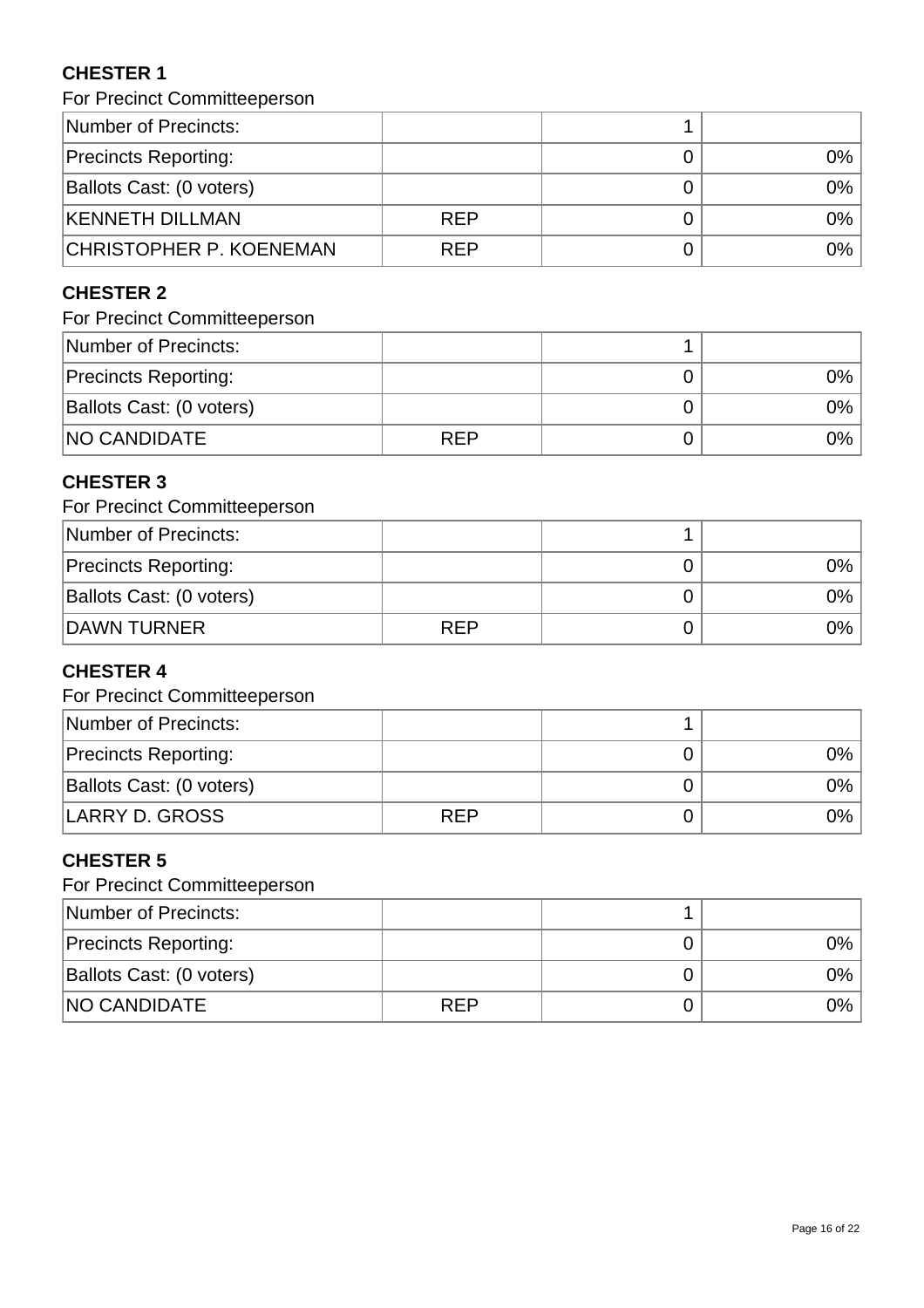### CHESTER 1

For Precinct Committeeperson

| Number of Precincts: | | 1 | |
|---|---|---|---|
| Precincts Reporting: | | 0 | 0% |
| Ballots Cast: (0 voters) | | 0 | 0% |
| KENNETH DILLMAN | REP | 0 | 0% |
| CHRISTOPHER P. KOENEMAN | REP | 0 | 0% |

### CHESTER 2

For Precinct Committeeperson

| Number of Precincts: | | 1 | |
|---|---|---|---|
| Precincts Reporting: | | 0 | 0% |
| Ballots Cast: (0 voters) | | 0 | 0% |
| NO CANDIDATE | REP | 0 | 0% |

### CHESTER 3

For Precinct Committeeperson

| Number of Precincts: | | 1 | |
|---|---|---|---|
| Precincts Reporting: | | 0 | 0% |
| Ballots Cast: (0 voters) | | 0 | 0% |
| DAWN TURNER | REP | 0 | 0% |

### CHESTER 4

For Precinct Committeeperson

| Number of Precincts: | | 1 | |
|---|---|---|---|
| Precincts Reporting: | | 0 | 0% |
| Ballots Cast: (0 voters) | | 0 | 0% |
| LARRY D. GROSS | REP | 0 | 0% |

### CHESTER 5

For Precinct Committeeperson

| Number of Precincts: | | 1 | |
|---|---|---|---|
| Precincts Reporting: | | 0 | 0% |
| Ballots Cast: (0 voters) | | 0 | 0% |
| NO CANDIDATE | REP | 0 | 0% |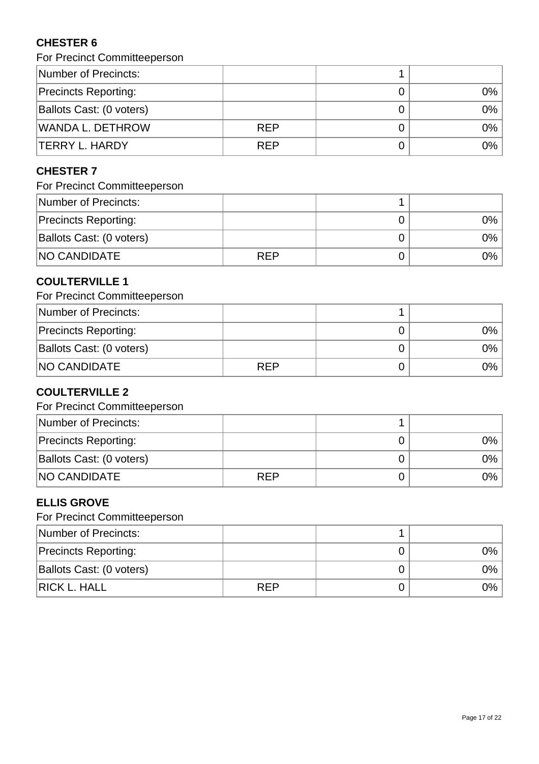## CHESTER 6

For Precinct Committeeperson

| | | | |
|---|---|---|---|
| Number of Precincts: | | 1 | |
| Precincts Reporting: | | 0 | 0% |
| Ballots Cast: (0 voters) | | 0 | 0% |
| WANDA L. DETHROW | REP | 0 | 0% |
| TERRY L. HARDY | REP | 0 | 0% |

## CHESTER 7

For Precinct Committeeperson

| | | | |
|---|---|---|---|
| Number of Precincts: | | 1 | |
| Precincts Reporting: | | 0 | 0% |
| Ballots Cast: (0 voters) | | 0 | 0% |
| NO CANDIDATE | REP | 0 | 0% |

## COULTERVILLE 1

For Precinct Committeeperson

| | | | |
|---|---|---|---|
| Number of Precincts: | | 1 | |
| Precincts Reporting: | | 0 | 0% |
| Ballots Cast: (0 voters) | | 0 | 0% |
| NO CANDIDATE | REP | 0 | 0% |

## COULTERVILLE 2

For Precinct Committeeperson

| | | | |
|---|---|---|---|
| Number of Precincts: | | 1 | |
| Precincts Reporting: | | 0 | 0% |
| Ballots Cast: (0 voters) | | 0 | 0% |
| NO CANDIDATE | REP | 0 | 0% |

## ELLIS GROVE

For Precinct Committeeperson

| | | | |
|---|---|---|---|
| Number of Precincts: | | 1 | |
| Precincts Reporting: | | 0 | 0% |
| Ballots Cast: (0 voters) | | 0 | 0% |
| RICK L. HALL | REP | 0 | 0% |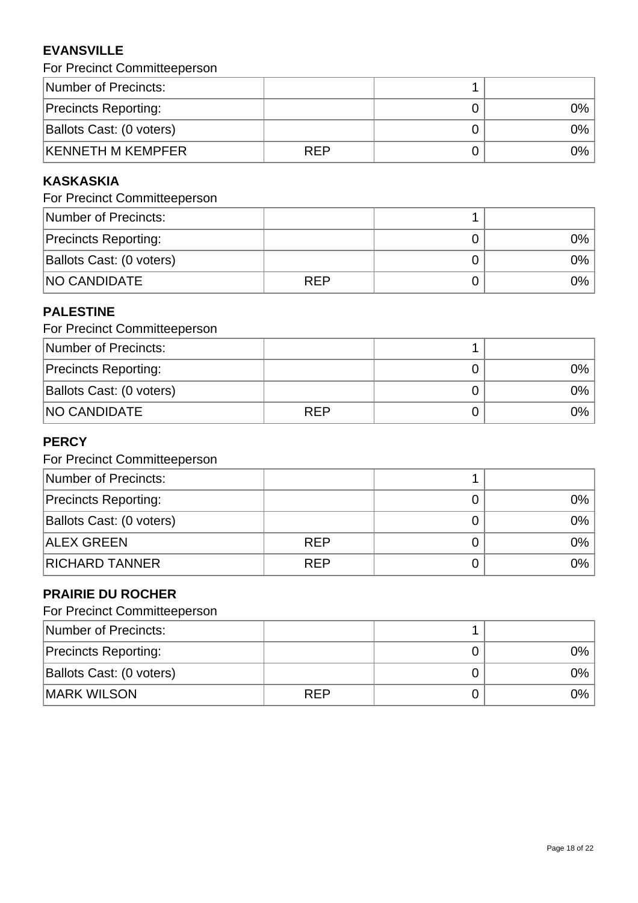### EVANSVILLE

For Precinct Committeeperson

| | | | |
|---|---|---|---|
| Number of Precincts: | | 1 | |
| Precincts Reporting: | | 0 | 0% |
| Ballots Cast: (0 voters) | | 0 | 0% |
| KENNETH M KEMPFER | REP | 0 | 0% |

### KASKASKIA

For Precinct Committeeperson

| | | | |
|---|---|---|---|
| Number of Precincts: | | 1 | |
| Precincts Reporting: | | 0 | 0% |
| Ballots Cast: (0 voters) | | 0 | 0% |
| NO CANDIDATE | REP | 0 | 0% |

### PALESTINE

For Precinct Committeeperson

| | | | |
|---|---|---|---|
| Number of Precincts: | | 1 | |
| Precincts Reporting: | | 0 | 0% |
| Ballots Cast: (0 voters) | | 0 | 0% |
| NO CANDIDATE | REP | 0 | 0% |

### PERCY

For Precinct Committeeperson

| | | | |
|---|---|---|---|
| Number of Precincts: | | 1 | |
| Precincts Reporting: | | 0 | 0% |
| Ballots Cast: (0 voters) | | 0 | 0% |
| ALEX GREEN | REP | 0 | 0% |
| RICHARD TANNER | REP | 0 | 0% |

### PRAIRIE DU ROCHER

For Precinct Committeeperson

| | | | |
|---|---|---|---|
| Number of Precincts: | | 1 | |
| Precincts Reporting: | | 0 | 0% |
| Ballots Cast: (0 voters) | | 0 | 0% |
| MARK WILSON | REP | 0 | 0% |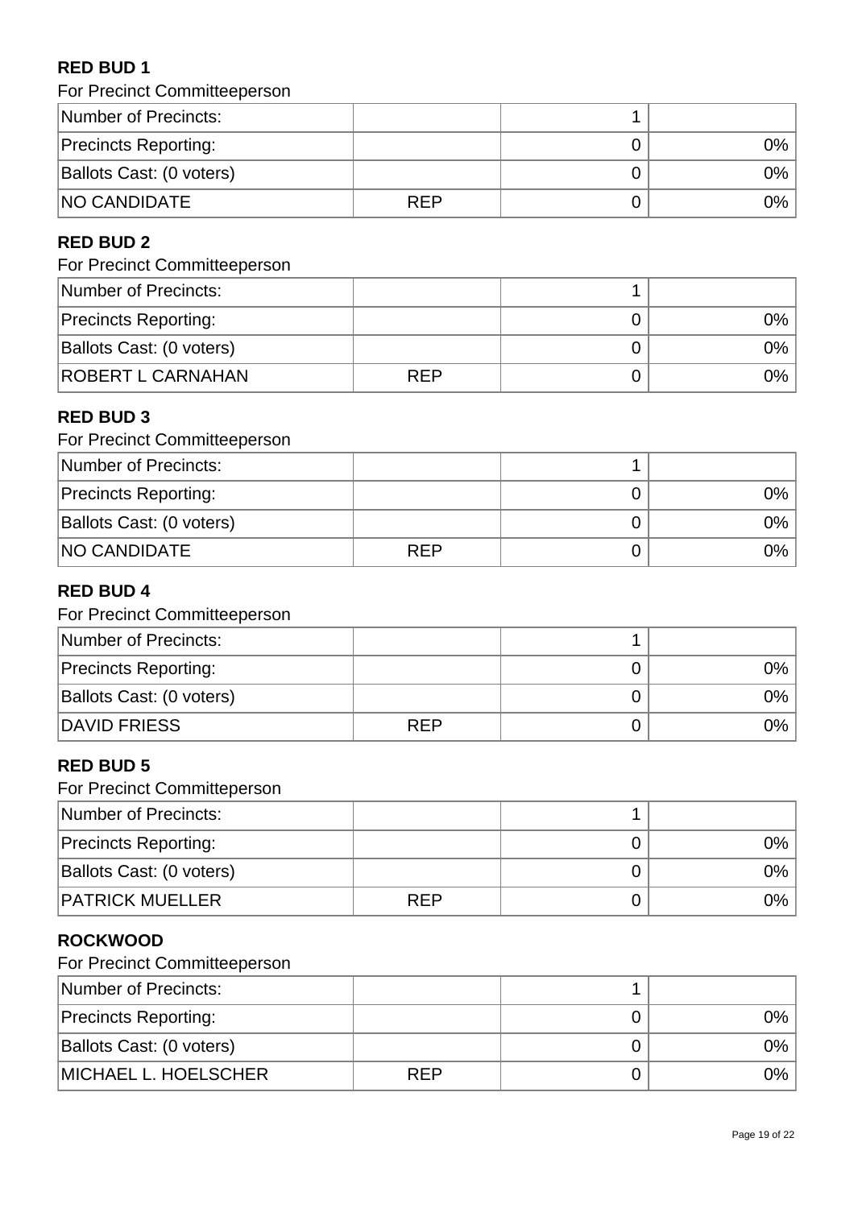**RED BUD 1**

For Precinct Committeeperson

| Number of Precincts: | | 1 | |
|---|---|---|---|
| Precincts Reporting: | | 0 | 0% |
| Ballots Cast: (0 voters) | | 0 | 0% |
| NO CANDIDATE | REP | 0 | 0% |

**RED BUD 2**

For Precinct Committeeperson

| Number of Precincts: | | 1 | |
|---|---|---|---|
| Precincts Reporting: | | 0 | 0% |
| Ballots Cast: (0 voters) | | 0 | 0% |
| ROBERT L CARNAHAN | REP | 0 | 0% |

**RED BUD 3**

For Precinct Committeeperson

| Number of Precincts: | | 1 | |
|---|---|---|---|
| Precincts Reporting: | | 0 | 0% |
| Ballots Cast: (0 voters) | | 0 | 0% |
| NO CANDIDATE | REP | 0 | 0% |

**RED BUD 4**

For Precinct Committeeperson

| Number of Precincts: | | 1 | |
|---|---|---|---|
| Precincts Reporting: | | 0 | 0% |
| Ballots Cast: (0 voters) | | 0 | 0% |
| DAVID FRIESS | REP | 0 | 0% |

**RED BUD 5**

For Precinct Committeperson

| Number of Precincts: | | 1 | |
|---|---|---|---|
| Precincts Reporting: | | 0 | 0% |
| Ballots Cast: (0 voters) | | 0 | 0% |
| PATRICK MUELLER | REP | 0 | 0% |

**ROCKWOOD**

For Precinct Committeeperson

| Number of Precincts: | | 1 | |
|---|---|---|---|
| Precincts Reporting: | | 0 | 0% |
| Ballots Cast: (0 voters) | | 0 | 0% |
| MICHAEL L. HOELSCHER | REP | 0 | 0% |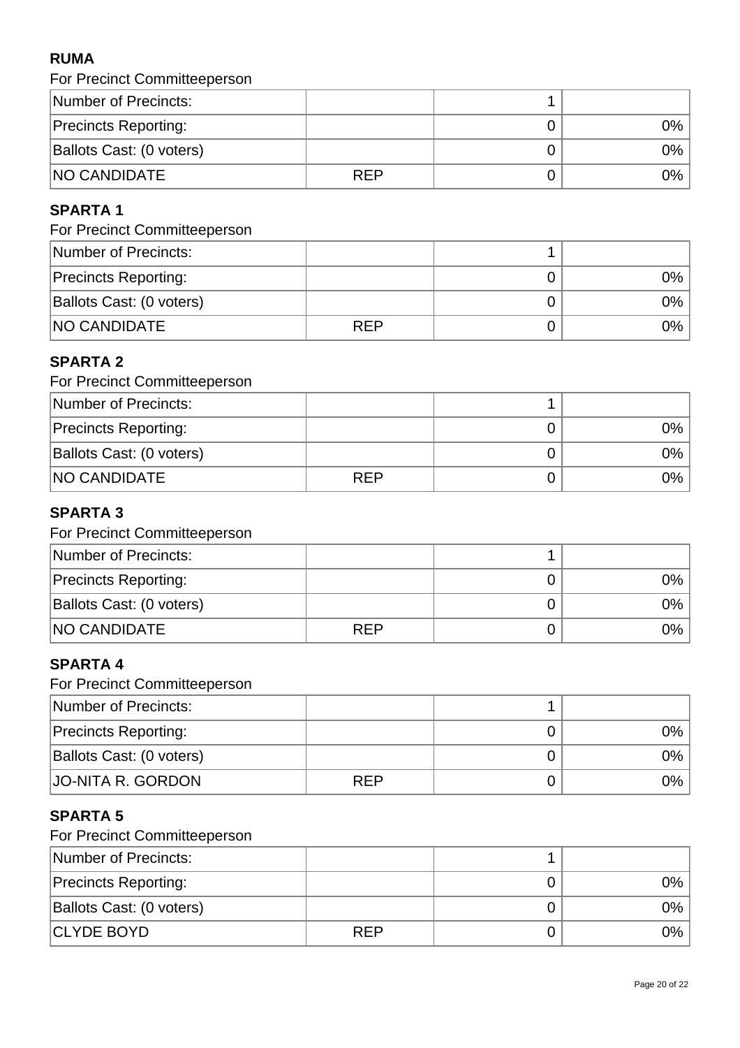**RUMA**

For Precinct Committeeperson

| Number of Precincts: | | 1 | |
|---|---|---|---|
| Precincts Reporting: | | 0 | 0% |
| Ballots Cast: (0 voters) | | 0 | 0% |
| NO CANDIDATE | REP | 0 | 0% |

**SPARTA 1**

For Precinct Committeeperson

| Number of Precincts: | | 1 | |
|---|---|---|---|
| Precincts Reporting: | | 0 | 0% |
| Ballots Cast: (0 voters) | | 0 | 0% |
| NO CANDIDATE | REP | 0 | 0% |

**SPARTA 2**

For Precinct Committeeperson

| Number of Precincts: | | 1 | |
|---|---|---|---|
| Precincts Reporting: | | 0 | 0% |
| Ballots Cast: (0 voters) | | 0 | 0% |
| NO CANDIDATE | REP | 0 | 0% |

**SPARTA 3**

For Precinct Committeeperson

| Number of Precincts: | | 1 | |
|---|---|---|---|
| Precincts Reporting: | | 0 | 0% |
| Ballots Cast: (0 voters) | | 0 | 0% |
| NO CANDIDATE | REP | 0 | 0% |

**SPARTA 4**

For Precinct Committeeperson

| Number of Precincts: | | 1 | |
|---|---|---|---|
| Precincts Reporting: | | 0 | 0% |
| Ballots Cast: (0 voters) | | 0 | 0% |
| JO-NITA R. GORDON | REP | 0 | 0% |

**SPARTA 5**

For Precinct Committeeperson

| Number of Precincts: | | 1 | |
|---|---|---|---|
| Precincts Reporting: | | 0 | 0% |
| Ballots Cast: (0 voters) | | 0 | 0% |
| CLYDE BOYD | REP | 0 | 0% |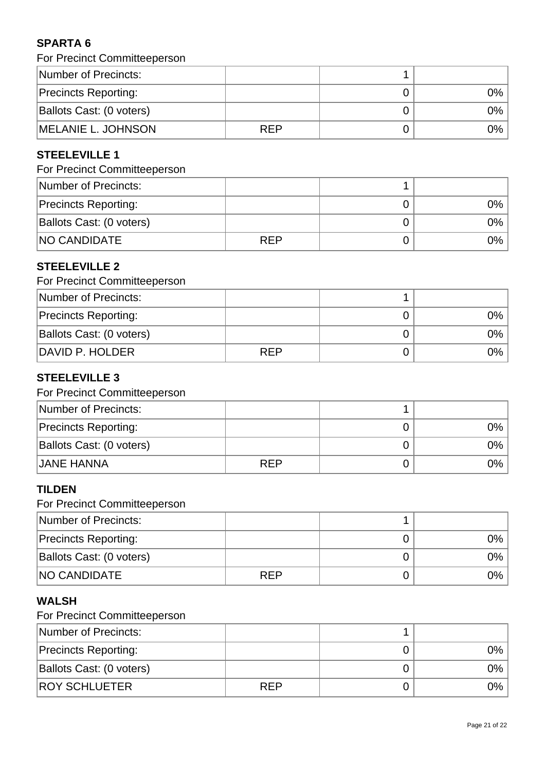**SPARTA 6**

For Precinct Committeeperson

| | | | |
|---|---|---|---|
| Number of Precincts: | | 1 | |
| Precincts Reporting: | | 0 | 0% |
| Ballots Cast: (0 voters) | | 0 | 0% |
| MELANIE L. JOHNSON | REP | 0 | 0% |

**STEELEVILLE 1**

For Precinct Committeeperson

| | | | |
|---|---|---|---|
| Number of Precincts: | | 1 | |
| Precincts Reporting: | | 0 | 0% |
| Ballots Cast: (0 voters) | | 0 | 0% |
| NO CANDIDATE | REP | 0 | 0% |

**STEELEVILLE 2**

For Precinct Committeeperson

| | | | |
|---|---|---|---|
| Number of Precincts: | | 1 | |
| Precincts Reporting: | | 0 | 0% |
| Ballots Cast: (0 voters) | | 0 | 0% |
| DAVID P. HOLDER | REP | 0 | 0% |

**STEELEVILLE 3**

For Precinct Committeeperson

| | | | |
|---|---|---|---|
| Number of Precincts: | | 1 | |
| Precincts Reporting: | | 0 | 0% |
| Ballots Cast: (0 voters) | | 0 | 0% |
| JANE HANNA | REP | 0 | 0% |

**TILDEN**

For Precinct Committeeperson

| | | | |
|---|---|---|---|
| Number of Precincts: | | 1 | |
| Precincts Reporting: | | 0 | 0% |
| Ballots Cast: (0 voters) | | 0 | 0% |
| NO CANDIDATE | REP | 0 | 0% |

**WALSH**

For Precinct Committeeperson

| | | | |
|---|---|---|---|
| Number of Precincts: | | 1 | |
| Precincts Reporting: | | 0 | 0% |
| Ballots Cast: (0 voters) | | 0 | 0% |
| ROY SCHLUETER | REP | 0 | 0% |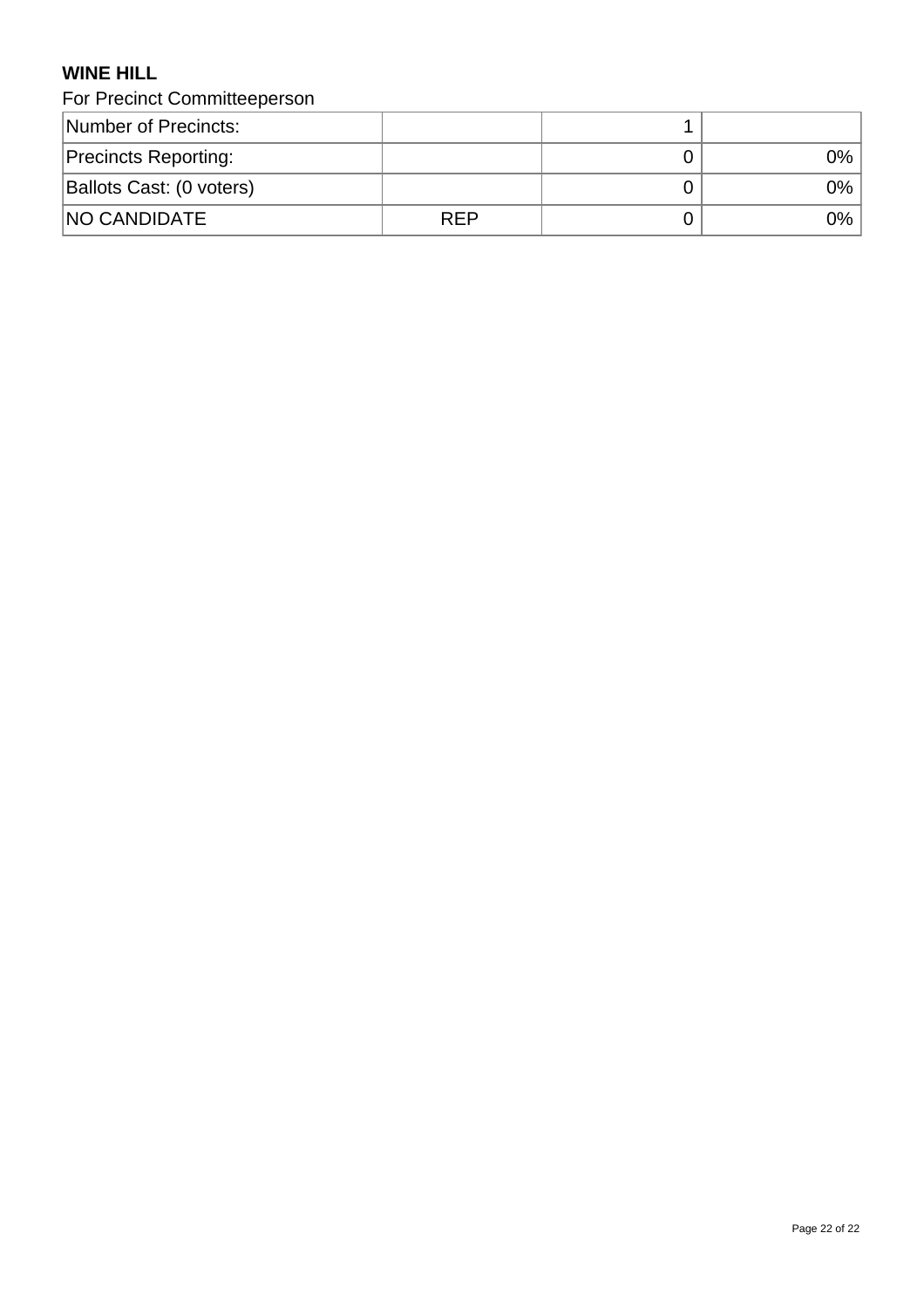**WINE HILL**

For Precinct Committeeperson

| | | | |
|---|---|---|---|
| Number of Precincts: | | 1 | |
| Precincts Reporting: | | 0 | 0% |
| Ballots Cast: (0 voters) | | 0 | 0% |
| NO CANDIDATE | REP | 0 | 0% |